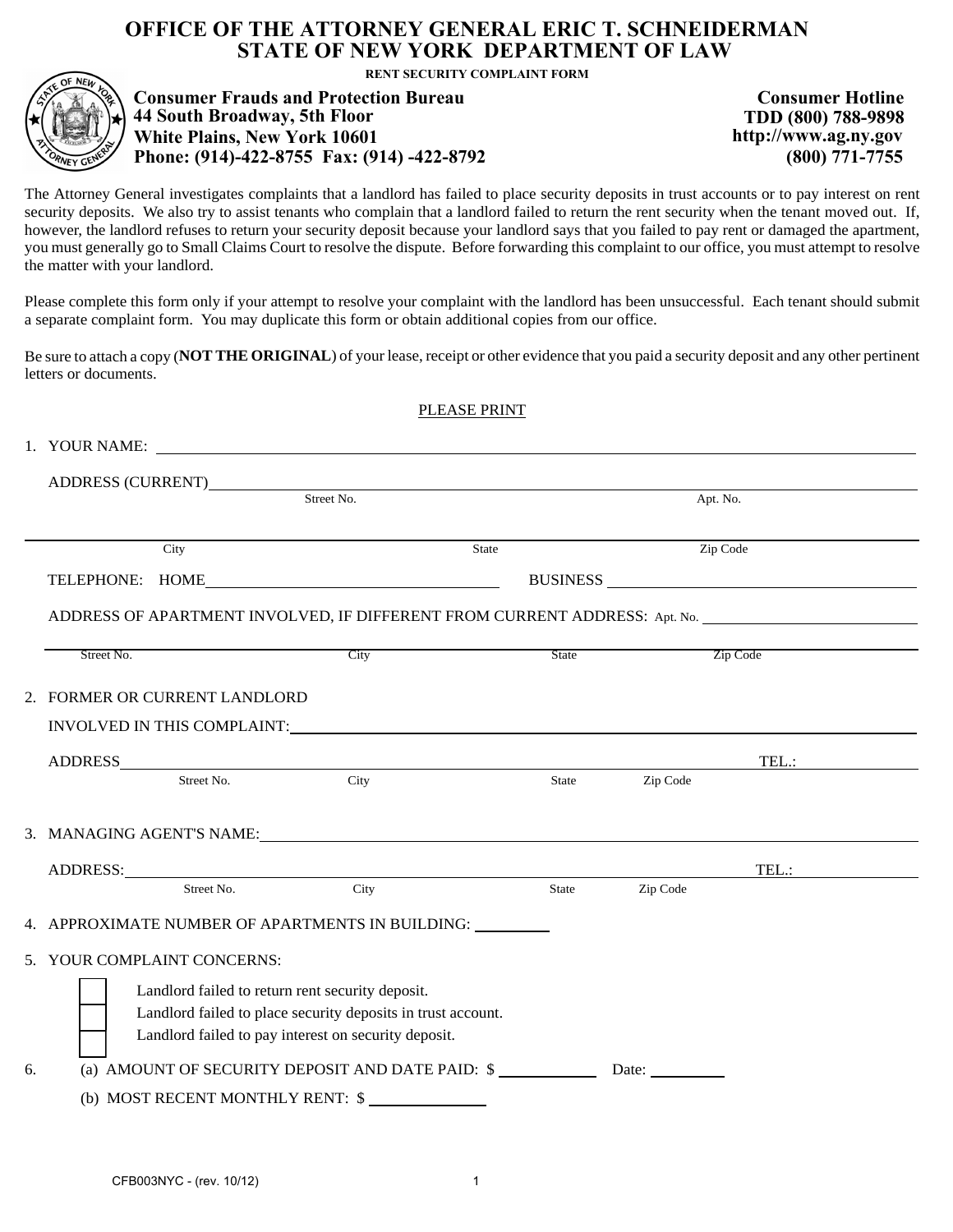# OFFICE OF THE ATTORNEY GENERAL ERIC T. SCHNEIDERMAN
# STATE OF NEW YORK DEPARTMENT OF LAW

**RENT SECURITY COMPLAINT FORM**

**Consumer Frauds and Protection Bureau**
**44 South Broadway, 5th Floor**
**White Plains, New York 10601**
**Phone: (914)-422-8755 Fax: (914) -422-8792**

**Consumer Hotline**
**TDD (800) 788-9898**
**http://www.ag.ny.gov**
**(800) 771-7755**

The Attorney General investigates complaints that a landlord has failed to place security deposits in trust accounts or to pay interest on rent security deposits. We also try to assist tenants who complain that a landlord failed to return the rent security when the tenant moved out. If, however, the landlord refuses to return your security deposit because your landlord says that you failed to pay rent or damaged the apartment, you must generally go to Small Claims Court to resolve the dispute. Before forwarding this complaint to our office, you must attempt to resolve the matter with your landlord.

Please complete this form only if your attempt to resolve your complaint with the landlord has been unsuccessful. Each tenant should submit a separate complaint form. You may duplicate this form or obtain additional copies from our office.

Be sure to attach a copy (**NOT THE ORIGINAL**) of your lease, receipt or other evidence that you paid a security deposit and any other pertinent letters or documents.

PLEASE PRINT

1. YOUR NAME: ______________________________

   ADDRESS (CURRENT) ______________________________
   Street No. Apt. No.

   ______________________________
   City State Zip Code

   TELEPHONE: HOME ______________________ BUSINESS ______________________

   ADDRESS OF APARTMENT INVOLVED, IF DIFFERENT FROM CURRENT ADDRESS: Apt. No. ____________

   ______________________________
   Street No. City State Zip Code

2. FORMER OR CURRENT LANDLORD

   INVOLVED IN THIS COMPLAINT: ______________________________

   ADDRESS ______________________________ TEL.: ____________
   Street No. City State Zip Code

3. MANAGING AGENT'S NAME: ______________________________

   ADDRESS: ______________________________ TEL.: ____________
   Street No. City State Zip Code

4. APPROXIMATE NUMBER OF APARTMENTS IN BUILDING: ________

5. YOUR COMPLAINT CONCERNS:

   - ☐ Landlord failed to return rent security deposit.
   - ☐ Landlord failed to place security deposits in trust account.
   - ☐ Landlord failed to pay interest on security deposit.

6. (a) AMOUNT OF SECURITY DEPOSIT AND DATE PAID: $ __________ Date: ________

   (b) MOST RECENT MONTHLY RENT: $ ____________

CFB003NYC - (rev. 10/12)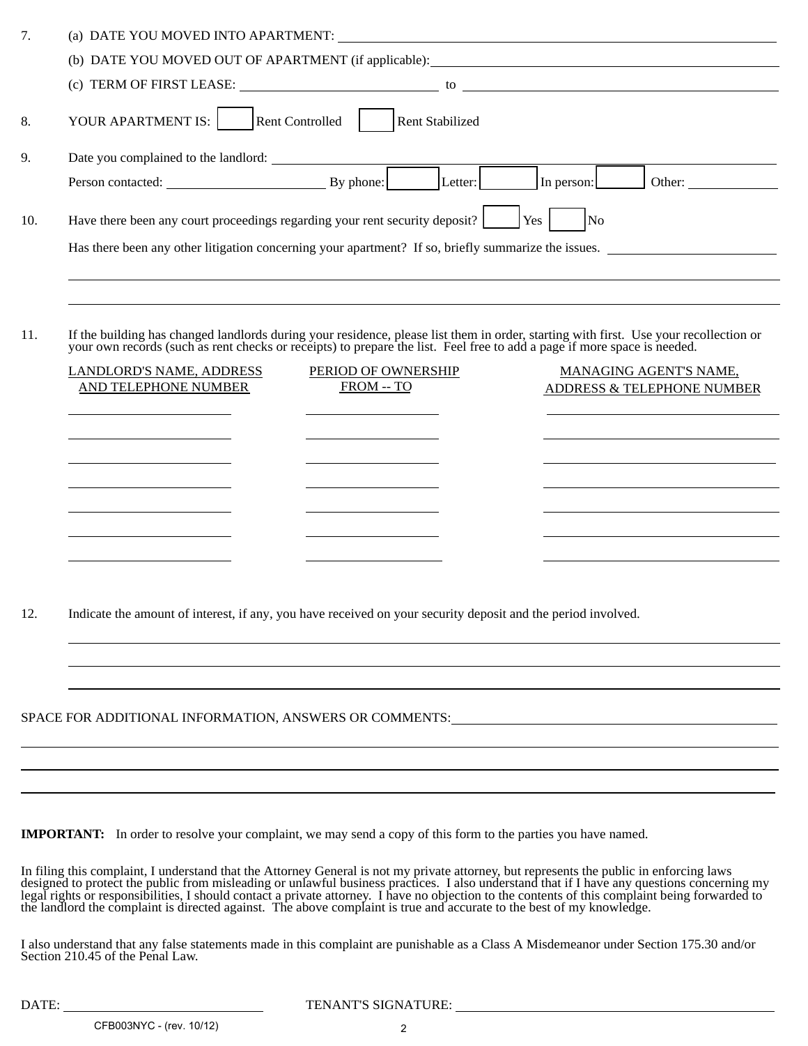7. (a) DATE YOU MOVED INTO APARTMENT: ____________________

   (b) DATE YOU MOVED OUT OF APARTMENT (if applicable): ____________________

   (c) TERM OF FIRST LEASE: ____________________ to ____________________

8. YOUR APARTMENT IS: ☐ Rent Controlled ☐ Rent Stabilized

9. Date you complained to the landlord: ____________________

   Person contacted: ____________________ By phone: ☐ Letter: ☐ In person: ☐ Other: __________

10. Have there been any court proceedings regarding your rent security deposit? ☐ Yes ☐ No

    Has there been any other litigation concerning your apartment? If so, briefly summarize the issues. ____________________

    ____________________

    ____________________

11. If the building has changed landlords during your residence, please list them in order, starting with first. Use your recollection or your own records (such as rent checks or receipts) to prepare the list. Feel free to add a page if more space is needed.

| LANDLORD'S NAME, ADDRESS AND TELEPHONE NUMBER | PERIOD OF OWNERSHIP FROM -- TO | MANAGING AGENT'S NAME, ADDRESS & TELEPHONE NUMBER |
|---|---|---|
| | | |
| | | |
| | | |
| | | |
| | | |
| | | |
| | | |

12. Indicate the amount of interest, if any, you have received on your security deposit and the period involved.

    ____________________

    ____________________

    ____________________

SPACE FOR ADDITIONAL INFORMATION, ANSWERS OR COMMENTS: ____________________

____________________

____________________

____________________

**IMPORTANT:** In order to resolve your complaint, we may send a copy of this form to the parties you have named.

In filing this complaint, I understand that the Attorney General is not my private attorney, but represents the public in enforcing laws designed to protect the public from misleading or unlawful business practices. I also understand that if I have any questions concerning my legal rights or responsibilities, I should contact a private attorney. I have no objection to the contents of this complaint being forwarded to the landlord the complaint is directed against. The above complaint is true and accurate to the best of my knowledge.

I also understand that any false statements made in this complaint are punishable as a Class A Misdemeanor under Section 175.30 and/or Section 210.45 of the Penal Law.

DATE: ____________________ TENANT'S SIGNATURE: ____________________

CFB003NYC - (rev. 10/12)